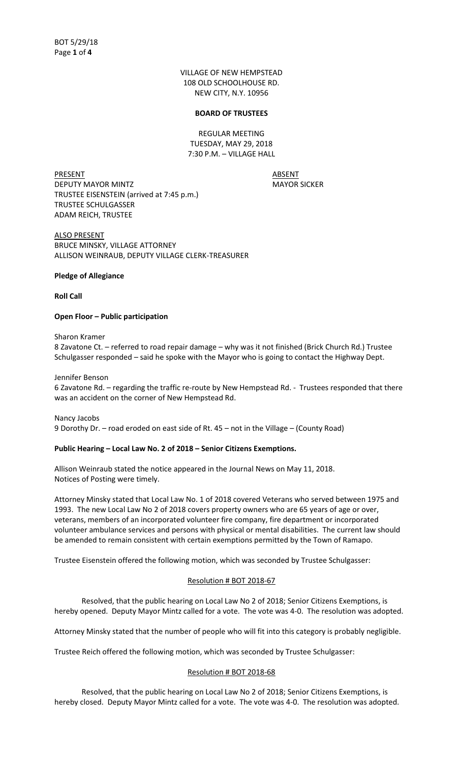VILLAGE OF NEW HEMPSTEAD
108 OLD SCHOOLHOUSE RD.
NEW CITY, N.Y. 10956

**BOARD OF TRUSTEES**

REGULAR MEETING
TUESDAY, MAY 29, 2018
7:30 P.M. – VILLAGE HALL

| PRESENT | ABSENT |
|---|---|
| DEPUTY MAYOR MINTZ | MAYOR SICKER |
| TRUSTEE EISENSTEIN (arrived at 7:45 p.m.) | |
| TRUSTEE SCHULGASSER | |
| ADAM REICH, TRUSTEE | |

ALSO PRESENT
BRUCE MINSKY, VILLAGE ATTORNEY
ALLISON WEINRAUB, DEPUTY VILLAGE CLERK-TREASURER

**Pledge of Allegiance**

**Roll Call**

**Open Floor – Public participation**

Sharon Kramer
8 Zavatone Ct. – referred to road repair damage – why was it not finished (Brick Church Rd.) Trustee Schulgasser responded – said he spoke with the Mayor who is going to contact the Highway Dept.

Jennifer Benson
6 Zavatone Rd. – regarding the traffic re-route by New Hempstead Rd. - Trustees responded that there was an accident on the corner of New Hempstead Rd.

Nancy Jacobs
9 Dorothy Dr. – road eroded on east side of Rt. 45 – not in the Village – (County Road)

**Public Hearing – Local Law No. 2 of 2018 – Senior Citizens Exemptions.**

Allison Weinraub stated the notice appeared in the Journal News on May 11, 2018.
Notices of Posting were timely.

Attorney Minsky stated that Local Law No. 1 of 2018 covered Veterans who served between 1975 and 1993. The new Local Law No 2 of 2018 covers property owners who are 65 years of age or over, veterans, members of an incorporated volunteer fire company, fire department or incorporated volunteer ambulance services and persons with physical or mental disabilities. The current law should be amended to remain consistent with certain exemptions permitted by the Town of Ramapo.

Trustee Eisenstein offered the following motion, which was seconded by Trustee Schulgasser:

Resolution # BOT 2018-67

Resolved, that the public hearing on Local Law No 2 of 2018; Senior Citizens Exemptions, is hereby opened. Deputy Mayor Mintz called for a vote. The vote was 4-0. The resolution was adopted.

Attorney Minsky stated that the number of people who will fit into this category is probably negligible.

Trustee Reich offered the following motion, which was seconded by Trustee Schulgasser:

Resolution # BOT 2018-68

Resolved, that the public hearing on Local Law No 2 of 2018; Senior Citizens Exemptions, is hereby closed. Deputy Mayor Mintz called for a vote. The vote was 4-0. The resolution was adopted.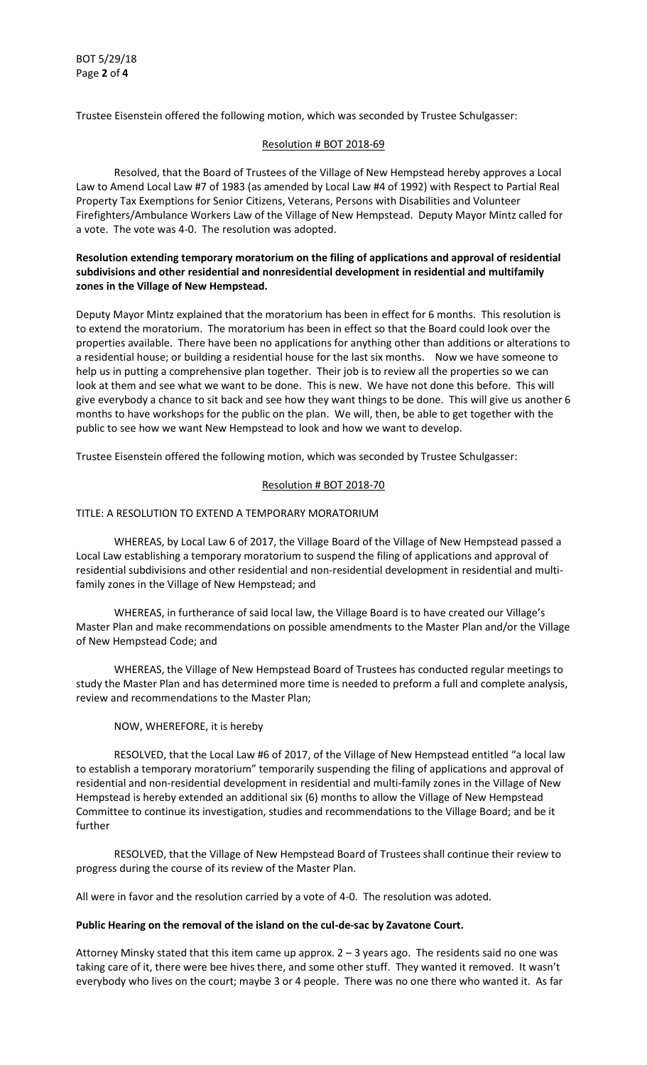Trustee Eisenstein offered the following motion, which was seconded by Trustee Schulgasser:

Resolution # BOT 2018-69

Resolved, that the Board of Trustees of the Village of New Hempstead hereby approves a Local Law to Amend Local Law #7 of 1983 (as amended by Local Law #4 of 1992) with Respect to Partial Real Property Tax Exemptions for Senior Citizens, Veterans, Persons with Disabilities and Volunteer Firefighters/Ambulance Workers Law of the Village of New Hempstead. Deputy Mayor Mintz called for a vote. The vote was 4-0. The resolution was adopted.

**Resolution extending temporary moratorium on the filing of applications and approval of residential subdivisions and other residential and nonresidential development in residential and multifamily zones in the Village of New Hempstead.**

Deputy Mayor Mintz explained that the moratorium has been in effect for 6 months. This resolution is to extend the moratorium. The moratorium has been in effect so that the Board could look over the properties available. There have been no applications for anything other than additions or alterations to a residential house; or building a residential house for the last six months. Now we have someone to help us in putting a comprehensive plan together. Their job is to review all the properties so we can look at them and see what we want to be done. This is new. We have not done this before. This will give everybody a chance to sit back and see how they want things to be done. This will give us another 6 months to have workshops for the public on the plan. We will, then, be able to get together with the public to see how we want New Hempstead to look and how we want to develop.

Trustee Eisenstein offered the following motion, which was seconded by Trustee Schulgasser:

Resolution # BOT 2018-70

TITLE: A RESOLUTION TO EXTEND A TEMPORARY MORATORIUM

WHEREAS, by Local Law 6 of 2017, the Village Board of the Village of New Hempstead passed a Local Law establishing a temporary moratorium to suspend the filing of applications and approval of residential subdivisions and other residential and non-residential development in residential and multi-family zones in the Village of New Hempstead; and

WHEREAS, in furtherance of said local law, the Village Board is to have created our Village's Master Plan and make recommendations on possible amendments to the Master Plan and/or the Village of New Hempstead Code; and

WHEREAS, the Village of New Hempstead Board of Trustees has conducted regular meetings to study the Master Plan and has determined more time is needed to preform a full and complete analysis, review and recommendations to the Master Plan;

NOW, WHEREFORE, it is hereby

RESOLVED, that the Local Law #6 of 2017, of the Village of New Hempstead entitled "a local law to establish a temporary moratorium" temporarily suspending the filing of applications and approval of residential and non-residential development in residential and multi-family zones in the Village of New Hempstead is hereby extended an additional six (6) months to allow the Village of New Hempstead Committee to continue its investigation, studies and recommendations to the Village Board; and be it further

RESOLVED, that the Village of New Hempstead Board of Trustees shall continue their review to progress during the course of its review of the Master Plan.

All were in favor and the resolution carried by a vote of 4-0. The resolution was adoted.

**Public Hearing on the removal of the island on the cul-de-sac by Zavatone Court.**

Attorney Minsky stated that this item came up approx. 2 – 3 years ago. The residents said no one was taking care of it, there were bee hives there, and some other stuff. They wanted it removed. It wasn't everybody who lives on the court; maybe 3 or 4 people. There was no one there who wanted it. As far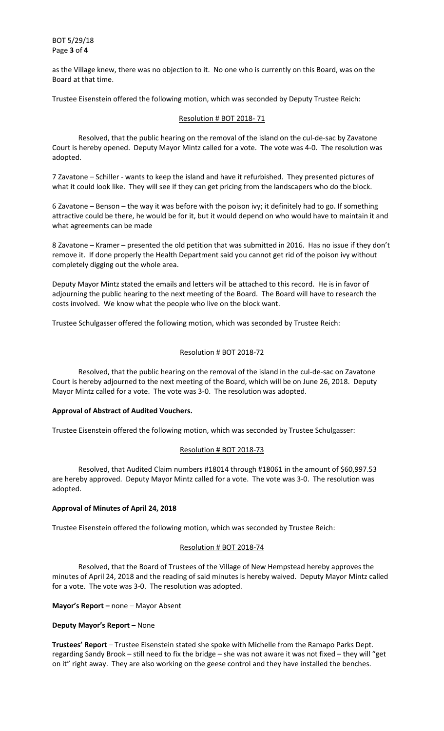as the Village knew, there was no objection to it. No one who is currently on this Board, was on the Board at that time.

Trustee Eisenstein offered the following motion, which was seconded by Deputy Trustee Reich:

Resolution # BOT 2018- 71

Resolved, that the public hearing on the removal of the island on the cul-de-sac by Zavatone Court is hereby opened. Deputy Mayor Mintz called for a vote. The vote was 4-0. The resolution was adopted.

7 Zavatone – Schiller - wants to keep the island and have it refurbished. They presented pictures of what it could look like. They will see if they can get pricing from the landscapers who do the block.

6 Zavatone – Benson – the way it was before with the poison ivy; it definitely had to go. If something attractive could be there, he would be for it, but it would depend on who would have to maintain it and what agreements can be made

8 Zavatone – Kramer – presented the old petition that was submitted in 2016. Has no issue if they don't remove it. If done properly the Health Department said you cannot get rid of the poison ivy without completely digging out the whole area.

Deputy Mayor Mintz stated the emails and letters will be attached to this record. He is in favor of adjourning the public hearing to the next meeting of the Board. The Board will have to research the costs involved. We know what the people who live on the block want.

Trustee Schulgasser offered the following motion, which was seconded by Trustee Reich:

Resolution # BOT 2018-72

Resolved, that the public hearing on the removal of the island in the cul-de-sac on Zavatone Court is hereby adjourned to the next meeting of the Board, which will be on June 26, 2018. Deputy Mayor Mintz called for a vote. The vote was 3-0. The resolution was adopted.

**Approval of Abstract of Audited Vouchers.**

Trustee Eisenstein offered the following motion, which was seconded by Trustee Schulgasser:

Resolution # BOT 2018-73

Resolved, that Audited Claim numbers #18014 through #18061 in the amount of $60,997.53 are hereby approved. Deputy Mayor Mintz called for a vote. The vote was 3-0. The resolution was adopted.

**Approval of Minutes of April 24, 2018**

Trustee Eisenstein offered the following motion, which was seconded by Trustee Reich:

Resolution # BOT 2018-74

Resolved, that the Board of Trustees of the Village of New Hempstead hereby approves the minutes of April 24, 2018 and the reading of said minutes is hereby waived. Deputy Mayor Mintz called for a vote. The vote was 3-0. The resolution was adopted.

**Mayor's Report –** none – Mayor Absent

**Deputy Mayor's Report** – None

**Trustees' Report** – Trustee Eisenstein stated she spoke with Michelle from the Ramapo Parks Dept. regarding Sandy Brook – still need to fix the bridge – she was not aware it was not fixed – they will "get on it" right away. They are also working on the geese control and they have installed the benches.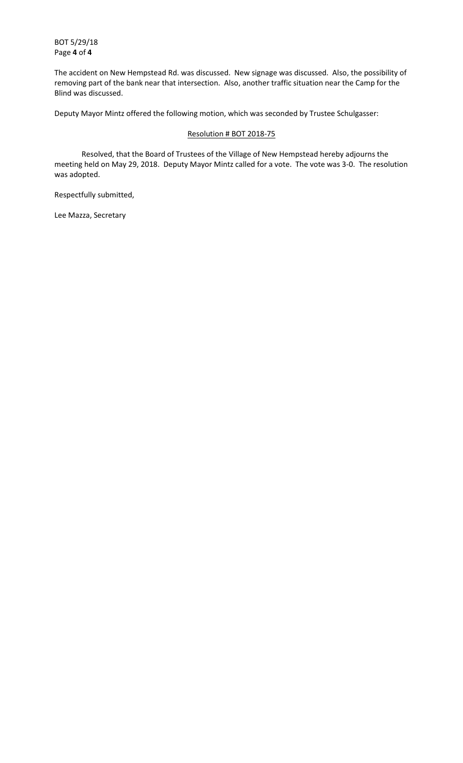The accident on New Hempstead Rd. was discussed. New signage was discussed. Also, the possibility of removing part of the bank near that intersection. Also, another traffic situation near the Camp for the Blind was discussed.

Deputy Mayor Mintz offered the following motion, which was seconded by Trustee Schulgasser:

Resolution # BOT 2018-75

Resolved, that the Board of Trustees of the Village of New Hempstead hereby adjourns the meeting held on May 29, 2018. Deputy Mayor Mintz called for a vote. The vote was 3-0. The resolution was adopted.

Respectfully submitted,

Lee Mazza, Secretary